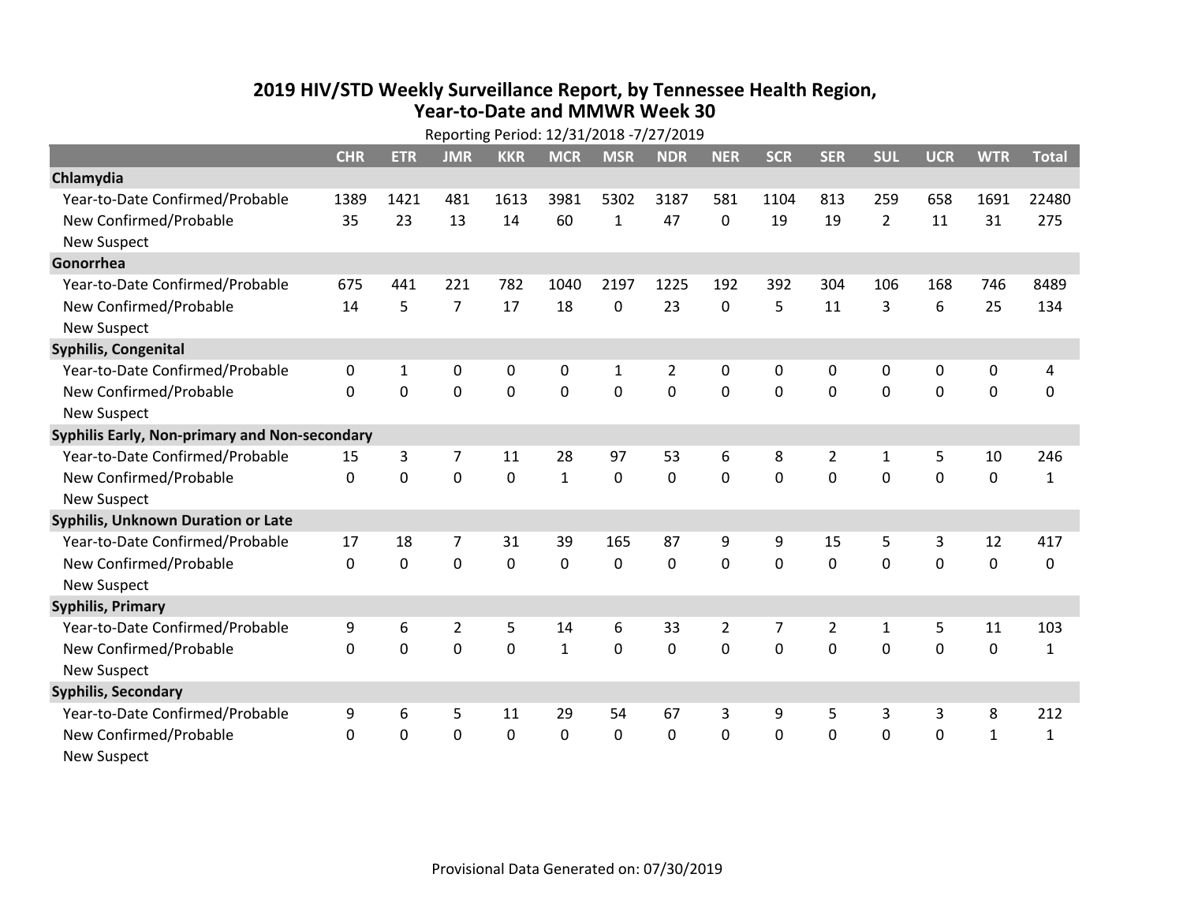# 2019 HIV/STD Weekly Surveillance Report, by Tennessee Health Region, Year-to-Date and MMWR Week 30

Reporting Period: 12/31/2018 -7/27/2019

| | CHR | ETR | JMR | KKR | MCR | MSR | NDR | NER | SCR | SER | SUL | UCR | WTR | Total |
|---|---|---|---|---|---|---|---|---|---|---|---|---|---|---|
| **Chlamydia** | | | | | | | | | | | | | | |
| Year-to-Date Confirmed/Probable | 1389 | 1421 | 481 | 1613 | 3981 | 5302 | 3187 | 581 | 1104 | 813 | 259 | 658 | 1691 | 22480 |
| New Confirmed/Probable | 35 | 23 | 13 | 14 | 60 | 1 | 47 | 0 | 19 | 19 | 2 | 11 | 31 | 275 |
| New Suspect | | | | | | | | | | | | | | |
| **Gonorrhea** | | | | | | | | | | | | | | |
| Year-to-Date Confirmed/Probable | 675 | 441 | 221 | 782 | 1040 | 2197 | 1225 | 192 | 392 | 304 | 106 | 168 | 746 | 8489 |
| New Confirmed/Probable | 14 | 5 | 7 | 17 | 18 | 0 | 23 | 0 | 5 | 11 | 3 | 6 | 25 | 134 |
| New Suspect | | | | | | | | | | | | | | |
| **Syphilis, Congenital** | | | | | | | | | | | | | | |
| Year-to-Date Confirmed/Probable | 0 | 1 | 0 | 0 | 0 | 1 | 2 | 0 | 0 | 0 | 0 | 0 | 0 | 4 |
| New Confirmed/Probable | 0 | 0 | 0 | 0 | 0 | 0 | 0 | 0 | 0 | 0 | 0 | 0 | 0 | 0 |
| New Suspect | | | | | | | | | | | | | | |
| **Syphilis Early, Non-primary and Non-secondary** | | | | | | | | | | | | | | |
| Year-to-Date Confirmed/Probable | 15 | 3 | 7 | 11 | 28 | 97 | 53 | 6 | 8 | 2 | 1 | 5 | 10 | 246 |
| New Confirmed/Probable | 0 | 0 | 0 | 0 | 1 | 0 | 0 | 0 | 0 | 0 | 0 | 0 | 0 | 1 |
| New Suspect | | | | | | | | | | | | | | |
| **Syphilis, Unknown Duration or Late** | | | | | | | | | | | | | | |
| Year-to-Date Confirmed/Probable | 17 | 18 | 7 | 31 | 39 | 165 | 87 | 9 | 9 | 15 | 5 | 3 | 12 | 417 |
| New Confirmed/Probable | 0 | 0 | 0 | 0 | 0 | 0 | 0 | 0 | 0 | 0 | 0 | 0 | 0 | 0 |
| New Suspect | | | | | | | | | | | | | | |
| **Syphilis, Primary** | | | | | | | | | | | | | | |
| Year-to-Date Confirmed/Probable | 9 | 6 | 2 | 5 | 14 | 6 | 33 | 2 | 7 | 2 | 1 | 5 | 11 | 103 |
| New Confirmed/Probable | 0 | 0 | 0 | 0 | 1 | 0 | 0 | 0 | 0 | 0 | 0 | 0 | 0 | 1 |
| New Suspect | | | | | | | | | | | | | | |
| **Syphilis, Secondary** | | | | | | | | | | | | | | |
| Year-to-Date Confirmed/Probable | 9 | 6 | 5 | 11 | 29 | 54 | 67 | 3 | 9 | 5 | 3 | 3 | 8 | 212 |
| New Confirmed/Probable | 0 | 0 | 0 | 0 | 0 | 0 | 0 | 0 | 0 | 0 | 0 | 0 | 1 | 1 |
| New Suspect | | | | | | | | | | | | | | |

Provisional Data Generated on: 07/30/2019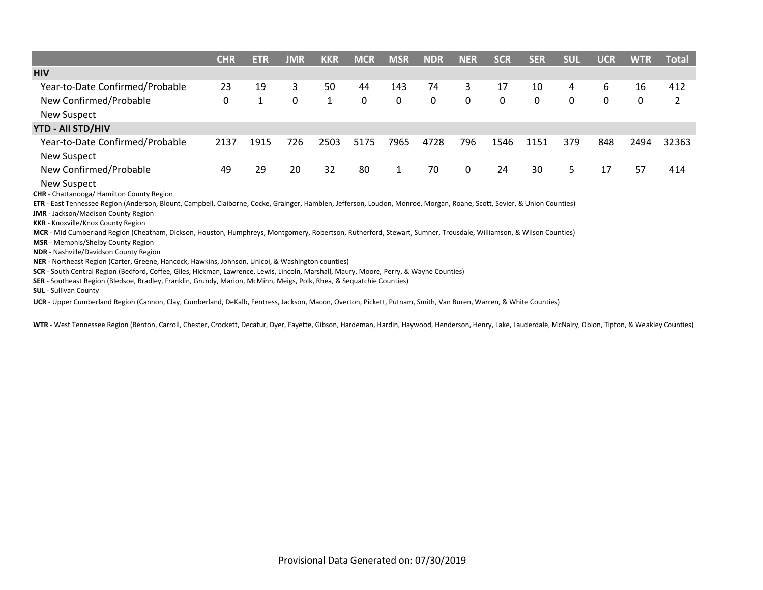| | CHR | ETR | JMR | KKR | MCR | MSR | NDR | NER | SCR | SER | SUL | UCR | WTR | Total |
|---|---|---|---|---|---|---|---|---|---|---|---|---|---|---|
| **HIV** | | | | | | | | | | | | | | |
| Year-to-Date Confirmed/Probable | 23 | 19 | 3 | 50 | 44 | 143 | 74 | 3 | 17 | 10 | 4 | 6 | 16 | 412 |
| New Confirmed/Probable | 0 | 1 | 0 | 1 | 0 | 0 | 0 | 0 | 0 | 0 | 0 | 0 | 0 | 2 |
| New Suspect | | | | | | | | | | | | | | |
| **YTD - All STD/HIV** | | | | | | | | | | | | | | |
| Year-to-Date Confirmed/Probable | 2137 | 1915 | 726 | 2503 | 5175 | 7965 | 4728 | 796 | 1546 | 1151 | 379 | 848 | 2494 | 32363 |
| New Suspect | | | | | | | | | | | | | | |
| New Confirmed/Probable | 49 | 29 | 20 | 32 | 80 | 1 | 70 | 0 | 24 | 30 | 5 | 17 | 57 | 414 |
| New Suspect | | | | | | | | | | | | | | |

**CHR** - Chattanooga/ Hamilton County Region

**ETR** - East Tennessee Region (Anderson, Blount, Campbell, Claiborne, Cocke, Grainger, Hamblen, Jefferson, Loudon, Monroe, Morgan, Roane, Scott, Sevier, & Union Counties)

**JMR** - Jackson/Madison County Region

**KKR** - Knoxville/Knox County Region

**MCR** - Mid Cumberland Region (Cheatham, Dickson, Houston, Humphreys, Montgomery, Robertson, Rutherford, Stewart, Sumner, Trousdale, Williamson, & Wilson Counties)

**MSR** - Memphis/Shelby County Region

**NDR** - Nashville/Davidson County Region

**NER** - Northeast Region (Carter, Greene, Hancock, Hawkins, Johnson, Unicoi, & Washington counties)

**SCR** - South Central Region (Bedford, Coffee, Giles, Hickman, Lawrence, Lewis, Lincoln, Marshall, Maury, Moore, Perry, & Wayne Counties)

**SER** - Southeast Region (Bledsoe, Bradley, Franklin, Grundy, Marion, McMinn, Meigs, Polk, Rhea, & Sequatchie Counties)

**SUL** - Sullivan County

**UCR** - Upper Cumberland Region (Cannon, Clay, Cumberland, DeKalb, Fentress, Jackson, Macon, Overton, Pickett, Putnam, Smith, Van Buren, Warren, & White Counties)

**WTR** - West Tennessee Region (Benton, Carroll, Chester, Crockett, Decatur, Dyer, Fayette, Gibson, Hardeman, Hardin, Haywood, Henderson, Henry, Lake, Lauderdale, McNairy, Obion, Tipton, & Weakley Counties)

Provisional Data Generated on: 07/30/2019